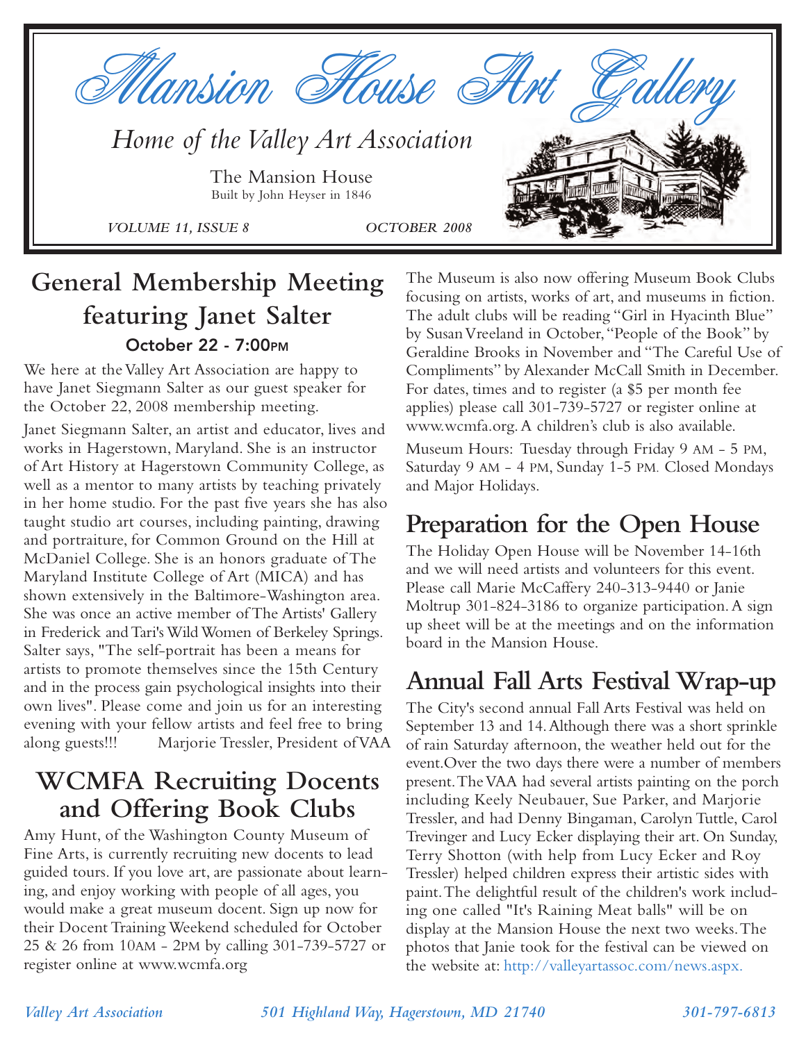# Mansion House Art Gallery

*Home of the Valley Art Association*

The Mansion House
Built by John Heyser in 1846

*VOLUME 11, ISSUE 8* *OCTOBER 2008*

## General Membership Meeting featuring Janet Salter

### October 22 - 7:00PM

We here at the Valley Art Association are happy to have Janet Siegmann Salter as our guest speaker for the October 22, 2008 membership meeting.

Janet Siegmann Salter, an artist and educator, lives and works in Hagerstown, Maryland. She is an instructor of Art History at Hagerstown Community College, as well as a mentor to many artists by teaching privately in her home studio. For the past five years she has also taught studio art courses, including painting, drawing and portraiture, for Common Ground on the Hill at McDaniel College. She is an honors graduate of The Maryland Institute College of Art (MICA) and has shown extensively in the Baltimore-Washington area. She was once an active member of The Artists' Gallery in Frederick and Tari's Wild Women of Berkeley Springs. Salter says, "The self-portrait has been a means for artists to promote themselves since the 15th Century and in the process gain psychological insights into their own lives". Please come and join us for an interesting evening with your fellow artists and feel free to bring along guests!!! Marjorie Tressler, President of VAA

## WCMFA Recruiting Docents and Offering Book Clubs

Amy Hunt, of the Washington County Museum of Fine Arts, is currently recruiting new docents to lead guided tours. If you love art, are passionate about learning, and enjoy working with people of all ages, you would make a great museum docent. Sign up now for their Docent Training Weekend scheduled for October 25 & 26 from 10AM - 2PM by calling 301-739-5727 or register online at www.wcmfa.org

The Museum is also now offering Museum Book Clubs focusing on artists, works of art, and museums in fiction. The adult clubs will be reading "Girl in Hyacinth Blue" by Susan Vreeland in October, "People of the Book" by Geraldine Brooks in November and "The Careful Use of Compliments" by Alexander McCall Smith in December. For dates, times and to register (a $5 per month fee applies) please call 301-739-5727 or register online at www.wcmfa.org. A children's club is also available.

Museum Hours: Tuesday through Friday 9 AM - 5 PM, Saturday 9 AM - 4 PM, Sunday 1-5 PM. Closed Mondays and Major Holidays.

## Preparation for the Open House

The Holiday Open House will be November 14-16th and we will need artists and volunteers for this event. Please call Marie McCaffery 240-313-9440 or Janie Moltrup 301-824-3186 to organize participation. A sign up sheet will be at the meetings and on the information board in the Mansion House.

## Annual Fall Arts Festival Wrap-up

The City's second annual Fall Arts Festival was held on September 13 and 14. Although there was a short sprinkle of rain Saturday afternoon, the weather held out for the event. Over the two days there were a number of members present. The VAA had several artists painting on the porch including Keely Neubauer, Sue Parker, and Marjorie Tressler, and had Denny Bingaman, Carolyn Tuttle, Carol Trevinger and Lucy Ecker displaying their art. On Sunday, Terry Shotton (with help from Lucy Ecker and Roy Tressler) helped children express their artistic sides with paint. The delightful result of the children's work including one called "It's Raining Meat balls" will be on display at the Mansion House the next two weeks. The photos that Janie took for the festival can be viewed on the website at: http://valleyartassoc.com/news.aspx.

*Valley Art Association* *501 Highland Way, Hagerstown, MD 21740* *301-797-6813*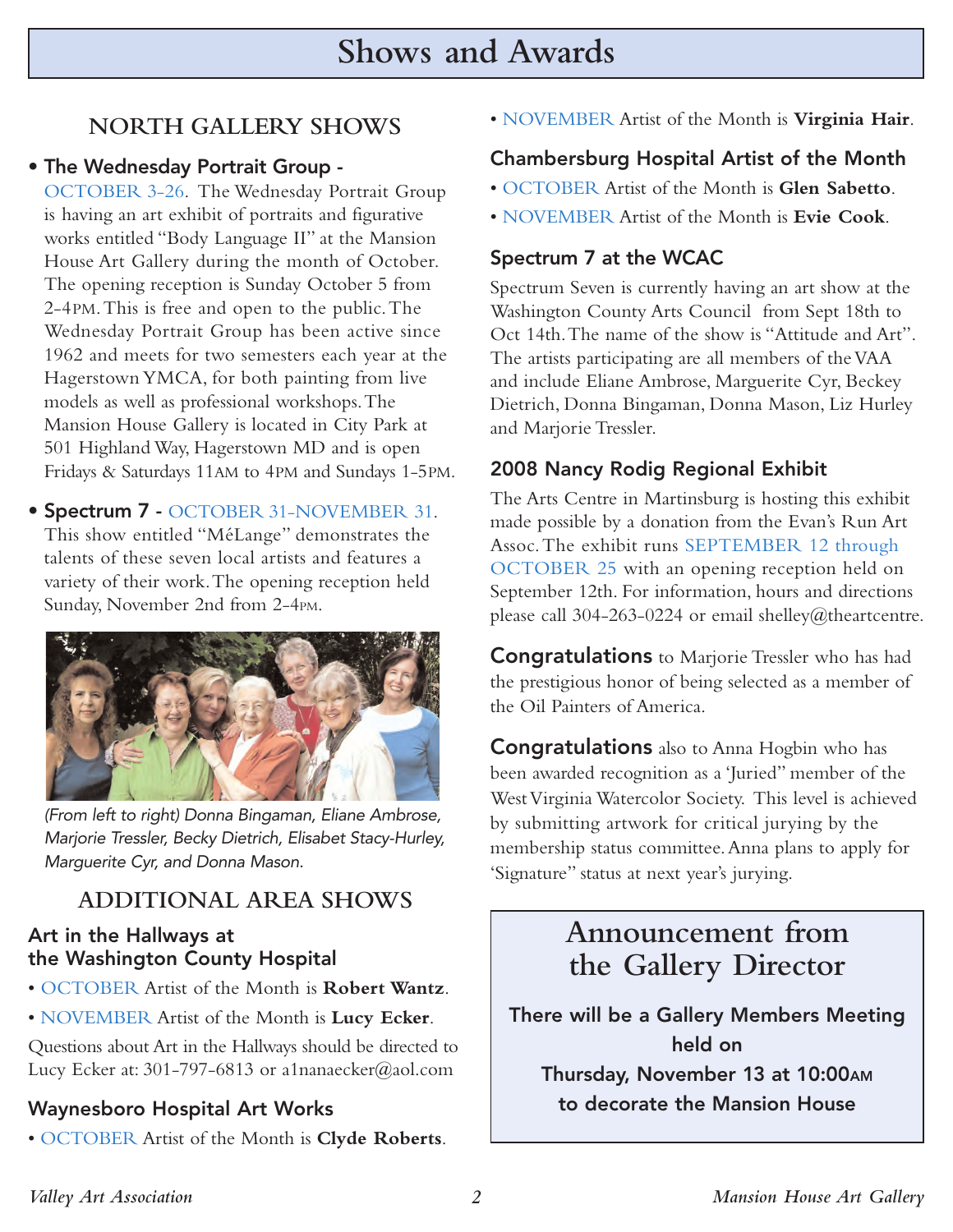# Shows and Awards

## NORTH GALLERY SHOWS

- **The Wednesday Portrait Group -** OCTOBER 3-26. The Wednesday Portrait Group is having an art exhibit of portraits and figurative works entitled "Body Language II" at the Mansion House Art Gallery during the month of October. The opening reception is Sunday October 5 from 2-4PM. This is free and open to the public. The Wednesday Portrait Group has been active since 1962 and meets for two semesters each year at the Hagerstown YMCA, for both painting from live models as well as professional workshops. The Mansion House Gallery is located in City Park at 501 Highland Way, Hagerstown MD and is open Fridays & Saturdays 11AM to 4PM and Sundays 1-5PM.

- **Spectrum 7 -** OCTOBER 31-NOVEMBER 31. This show entitled "MéLange" demonstrates the talents of these seven local artists and features a variety of their work. The opening reception held Sunday, November 2nd from 2-4PM.

*(From left to right) Donna Bingaman, Eliane Ambrose, Marjorie Tressler, Becky Dietrich, Elisabet Stacy-Hurley, Marguerite Cyr, and Donna Mason.*

## ADDITIONAL AREA SHOWS

### Art in the Hallways at the Washington County Hospital

- OCTOBER Artist of the Month is **Robert Wantz**.
- NOVEMBER Artist of the Month is **Lucy Ecker**.

Questions about Art in the Hallways should be directed to Lucy Ecker at: 301-797-6813 or a1nanaecker@aol.com

### Waynesboro Hospital Art Works

- OCTOBER Artist of the Month is **Clyde Roberts**.
- NOVEMBER Artist of the Month is **Virginia Hair**.

### Chambersburg Hospital Artist of the Month

- OCTOBER Artist of the Month is **Glen Sabetto**.
- NOVEMBER Artist of the Month is **Evie Cook**.

### Spectrum 7 at the WCAC

Spectrum Seven is currently having an art show at the Washington County Arts Council from Sept 18th to Oct 14th. The name of the show is "Attitude and Art". The artists participating are all members of the VAA and include Eliane Ambrose, Marguerite Cyr, Beckey Dietrich, Donna Bingaman, Donna Mason, Liz Hurley and Marjorie Tressler.

### 2008 Nancy Rodig Regional Exhibit

The Arts Centre in Martinsburg is hosting this exhibit made possible by a donation from the Evan's Run Art Assoc. The exhibit runs SEPTEMBER 12 through OCTOBER 25 with an opening reception held on September 12th. For information, hours and directions please call 304-263-0224 or email shelley@theartcentre.

**Congratulations** to Marjorie Tressler who has had the prestigious honor of being selected as a member of the Oil Painters of America.

**Congratulations** also to Anna Hogbin who has been awarded recognition as a 'Juried" member of the West Virginia Watercolor Society. This level is achieved by submitting artwork for critical jurying by the membership status committee. Anna plans to apply for 'Signature" status at next year's jurying.

## Announcement from the Gallery Director

**There will be a Gallery Members Meeting held on Thursday, November 13 at 10:00AM to decorate the Mansion House**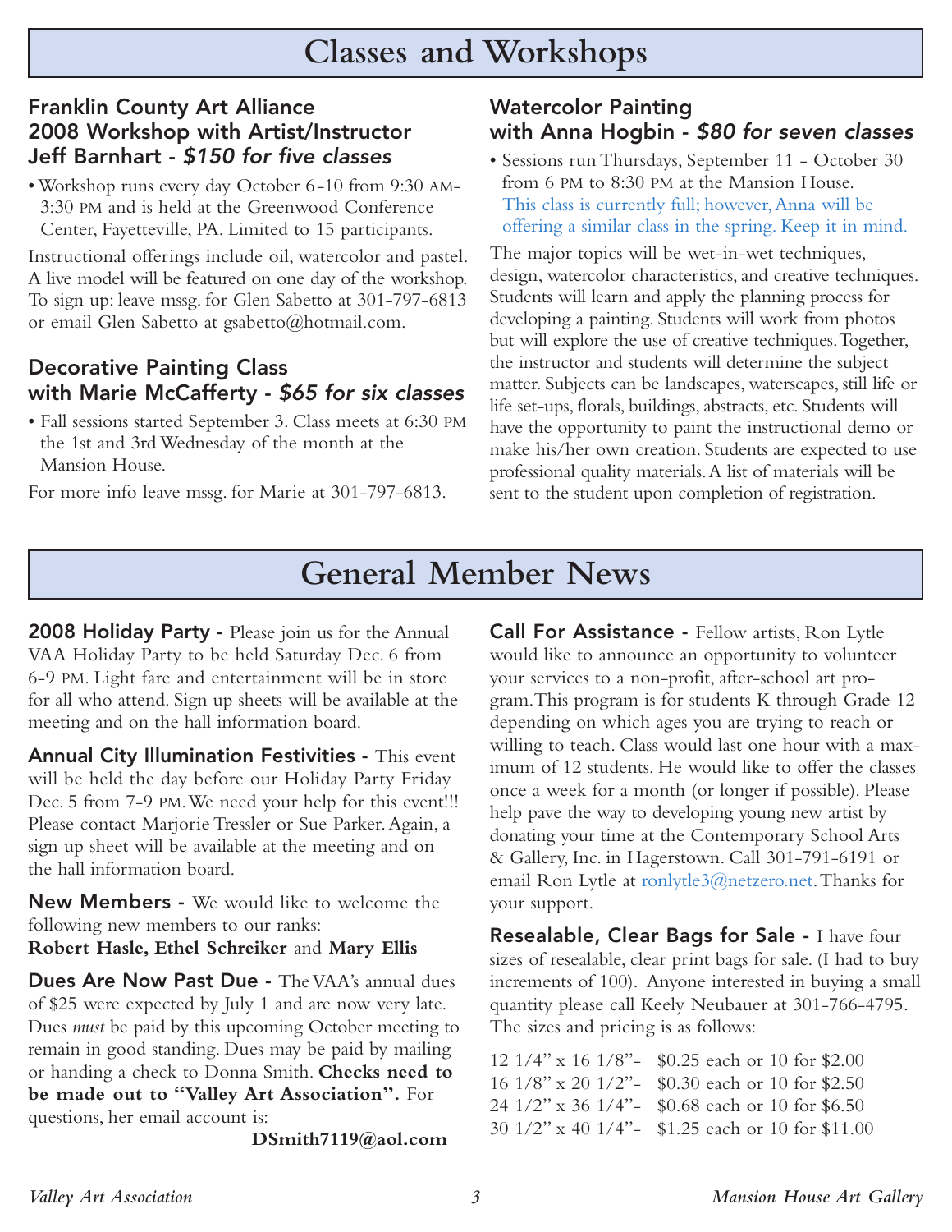# Classes and Workshops

### Franklin County Art Alliance 2008 Workshop with Artist/Instructor Jeff Barnhart - *$150 for five classes*

- Workshop runs every day October 6-10 from 9:30 AM-3:30 PM and is held at the Greenwood Conference Center, Fayetteville, PA. Limited to 15 participants.

Instructional offerings include oil, watercolor and pastel. A live model will be featured on one day of the workshop. To sign up: leave mssg. for Glen Sabetto at 301-797-6813 or email Glen Sabetto at gsabetto@hotmail.com.

### Decorative Painting Class with Marie McCafferty - *$65 for six classes*

- Fall sessions started September 3. Class meets at 6:30 PM the 1st and 3rd Wednesday of the month at the Mansion House.

For more info leave mssg. for Marie at 301-797-6813.

### Watercolor Painting with Anna Hogbin - *$80 for seven classes*

- Sessions run Thursdays, September 11 - October 30 from 6 PM to 8:30 PM at the Mansion House. This class is currently full; however, Anna will be offering a similar class in the spring. Keep it in mind.

The major topics will be wet-in-wet techniques, design, watercolor characteristics, and creative techniques. Students will learn and apply the planning process for developing a painting. Students will work from photos but will explore the use of creative techniques. Together, the instructor and students will determine the subject matter. Subjects can be landscapes, waterscapes, still life or life set-ups, florals, buildings, abstracts, etc. Students will have the opportunity to paint the instructional demo or make his/her own creation. Students are expected to use professional quality materials. A list of materials will be sent to the student upon completion of registration.

# General Member News

**2008 Holiday Party -** Please join us for the Annual VAA Holiday Party to be held Saturday Dec. 6 from 6-9 PM. Light fare and entertainment will be in store for all who attend. Sign up sheets will be available at the meeting and on the hall information board.

**Annual City Illumination Festivities -** This event will be held the day before our Holiday Party Friday Dec. 5 from 7-9 PM. We need your help for this event!!! Please contact Marjorie Tressler or Sue Parker. Again, a sign up sheet will be available at the meeting and on the hall information board.

**New Members -** We would like to welcome the following new members to our ranks:
**Robert Hasle, Ethel Schreiker** and **Mary Ellis**

**Dues Are Now Past Due -** The VAA's annual dues of $25 were expected by July 1 and are now very late. Dues *must* be paid by this upcoming October meeting to remain in good standing. Dues may be paid by mailing or handing a check to Donna Smith. **Checks need to be made out to "Valley Art Association".** For questions, her email account is:
**DSmith7119@aol.com**

**Call For Assistance -** Fellow artists, Ron Lytle would like to announce an opportunity to volunteer your services to a non-profit, after-school art program. This program is for students K through Grade 12 depending on which ages you are trying to reach or willing to teach. Class would last one hour with a maximum of 12 students. He would like to offer the classes once a week for a month (or longer if possible). Please help pave the way to developing young new artist by donating your time at the Contemporary School Arts & Gallery, Inc. in Hagerstown. Call 301-791-6191 or email Ron Lytle at ronlytle3@netzero.net. Thanks for your support.

**Resealable, Clear Bags for Sale -** I have four sizes of resealable, clear print bags for sale. (I had to buy increments of 100). Anyone interested in buying a small quantity please call Keely Neubauer at 301-766-4795. The sizes and pricing is as follows:

12 1/4" x 16 1/8"- $0.25 each or 10 for $2.00
16 1/8" x 20 1/2"- $0.30 each or 10 for $2.50
24 1/2" x 36 1/4"- $0.68 each or 10 for $6.50
30 1/2" x 40 1/4"- $1.25 each or 10 for $11.00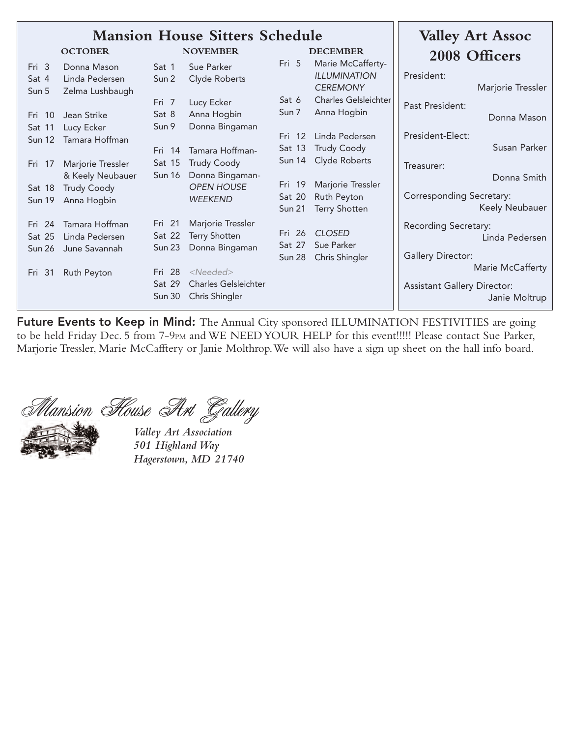## Mansion House Sitters Schedule

### OCTOBER

Fri 3 Donna Mason
Sat 4 Linda Pedersen
Sun 5 Zelma Lushbaugh

Fri 10 Jean Strike
Sat 11 Lucy Ecker
Sun 12 Tamara Hoffman

Fri 17 Marjorie Tressler & Keely Neubauer
Sat 18 Trudy Coody
Sun 19 Anna Hogbin

Fri 24 Tamara Hoffman
Sat 25 Linda Pedersen
Sun 26 June Savannah

Fri 31 Ruth Peyton

### NOVEMBER

Sat 1 Sue Parker
Sun 2 Clyde Roberts

Fri 7 Lucy Ecker
Sat 8 Anna Hogbin
Sun 9 Donna Bingaman

Fri 14 Tamara Hoffman-
Sat 15 Trudy Coody
Sun 16 Donna Bingaman- *OPEN HOUSE WEEKEND*

Fri 21 Marjorie Tressler
Sat 22 Terry Shotten
Sun 23 Donna Bingaman

Fri 28 *<Needed>*
Sat 29 Charles Gelsleichter
Sun 30 Chris Shingler

### DECEMBER

Fri 5 Marie McCafferty- *ILLUMINATION CEREMONY*
Sat 6 Charles Gelsleichter
Sun 7 Anna Hogbin

Fri 12 Linda Pedersen
Sat 13 Trudy Coody
Sun 14 Clyde Roberts

Fri 19 Marjorie Tressler
Sat 20 Ruth Peyton
Sun 21 Terry Shotten

Fri 26 *CLOSED*
Sat 27 Sue Parker
Sun 28 Chris Shingler

## Valley Art Assoc 2008 Officers

President: Marjorie Tressler

Past President: Donna Mason

President-Elect: Susan Parker

Treasurer: Donna Smith

Corresponding Secretary: Keely Neubauer

Recording Secretary: Linda Pedersen

Gallery Director: Marie McCafferty

Assistant Gallery Director: Janie Moltrup

**Future Events to Keep in Mind:** The Annual City sponsored ILLUMINATION FESTIVITIES are going to be held Friday Dec. 5 from 7-9PM and WE NEED YOUR HELP for this event!!!!! Please contact Sue Parker, Marjorie Tressler, Marie McCafftery or Janie Molthrop. We will also have a sign up sheet on the hall info board.

*Mansion House Art Gallery*

*Valley Art Association*
*501 Highland Way*
*Hagerstown, MD 21740*